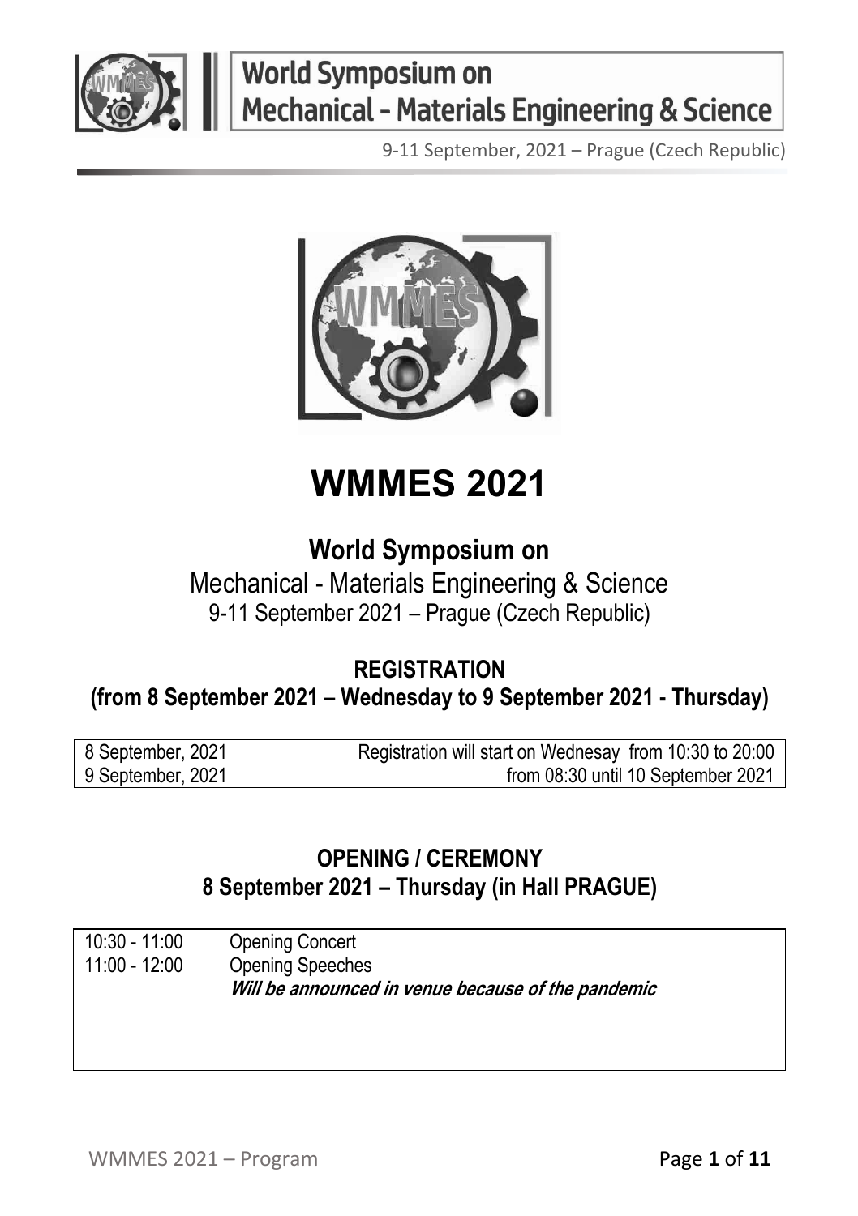# WMMES 2021

## World Symposium on

Mechanical - Materials Engineering & Science

9-11 September 2021 – Prague (Czech Republic)

### REGISTRATION

### (from 8 September 2021 – Wednesday to 9 September 2021 - Thursday)

| | |
|---|---|
| 8 September, 2021 | Registration will start on Wednesay from 10:30 to 20:00 |
| 9 September, 2021 | from 08:30 until 10 September 2021 |

### OPENING / CEREMONY

### 8 September 2021 – Thursday (in Hall PRAGUE)

| | |
|---|---|
| 10:30 - 11:00 | Opening Concert |
| 11:00 - 12:00 | Opening Speeches |
| | ***Will be announced in venue because of the pandemic*** |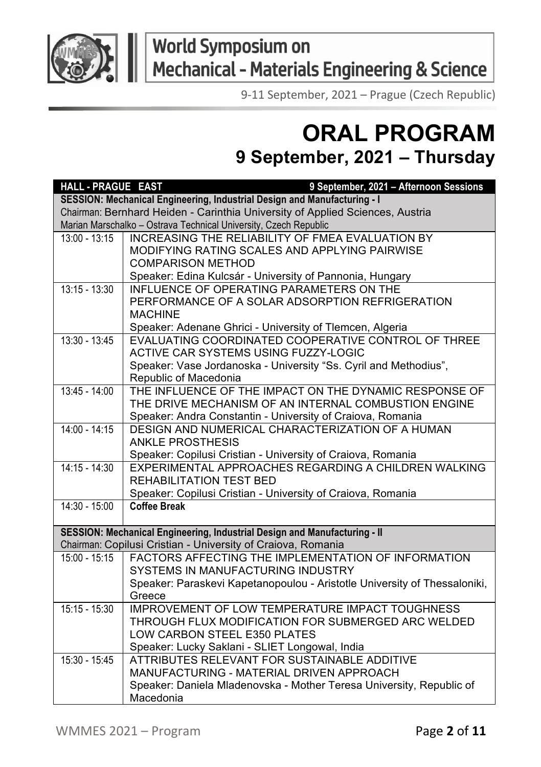# ORAL PROGRAM

## 9 September, 2021 – Thursday

| HALL - PRAGUE EAST | 9 September, 2021 – Afternoon Sessions |
|---|---|
| **SESSION: Mechanical Engineering, Industrial Design and Manufacturing - I**<br>Chairman: Bernhard Heiden - Carinthia University of Applied Sciences, Austria<br>Marian Marschalko – Ostrava Technical University, Czech Republic | |
| 13:00 - 13:15 | INCREASING THE RELIABILITY OF FMEA EVALUATION BY MODIFYING RATING SCALES AND APPLYING PAIRWISE COMPARISON METHOD<br>Speaker: Edina Kulcsár - University of Pannonia, Hungary |
| 13:15 - 13:30 | INFLUENCE OF OPERATING PARAMETERS ON THE PERFORMANCE OF A SOLAR ADSORPTION REFRIGERATION MACHINE<br>Speaker: Adenane Ghrici - University of Tlemcen, Algeria |
| 13:30 - 13:45 | EVALUATING COORDINATED COOPERATIVE CONTROL OF THREE ACTIVE CAR SYSTEMS USING FUZZY-LOGIC<br>Speaker: Vase Jordanoska - University “Ss. Cyril and Methodius”, Republic of Macedonia |
| 13:45 - 14:00 | THE INFLUENCE OF THE IMPACT ON THE DYNAMIC RESPONSE OF THE DRIVE MECHANISM OF AN INTERNAL COMBUSTION ENGINE<br>Speaker: Andra Constantin - University of Craiova, Romania |
| 14:00 - 14:15 | DESIGN AND NUMERICAL CHARACTERIZATION OF A HUMAN ANKLE PROSTHESIS<br>Speaker: Copilusi Cristian - University of Craiova, Romania |
| 14:15 - 14:30 | EXPERIMENTAL APPROACHES REGARDING A CHILDREN WALKING REHABILITATION TEST BED<br>Speaker: Copilusi Cristian - University of Craiova, Romania |
| 14:30 - 15:00 | **Coffee Break** |
| **SESSION: Mechanical Engineering, Industrial Design and Manufacturing - II**<br>Chairman: Copilusi Cristian - University of Craiova, Romania | |
| 15:00 - 15:15 | FACTORS AFFECTING THE IMPLEMENTATION OF INFORMATION SYSTEMS IN MANUFACTURING INDUSTRY<br>Speaker: Paraskevi Kapetanopoulou - Aristotle University of Thessaloniki, Greece |
| 15:15 - 15:30 | IMPROVEMENT OF LOW TEMPERATURE IMPACT TOUGHNESS THROUGH FLUX MODIFICATION FOR SUBMERGED ARC WELDED LOW CARBON STEEL E350 PLATES<br>Speaker: Lucky Saklani - SLIET Longowal, India |
| 15:30 - 15:45 | ATTRIBUTES RELEVANT FOR SUSTAINABLE ADDITIVE MANUFACTURING - MATERIAL DRIVEN APPROACH<br>Speaker: Daniela Mladenovska - Mother Teresa University, Republic of Macedonia |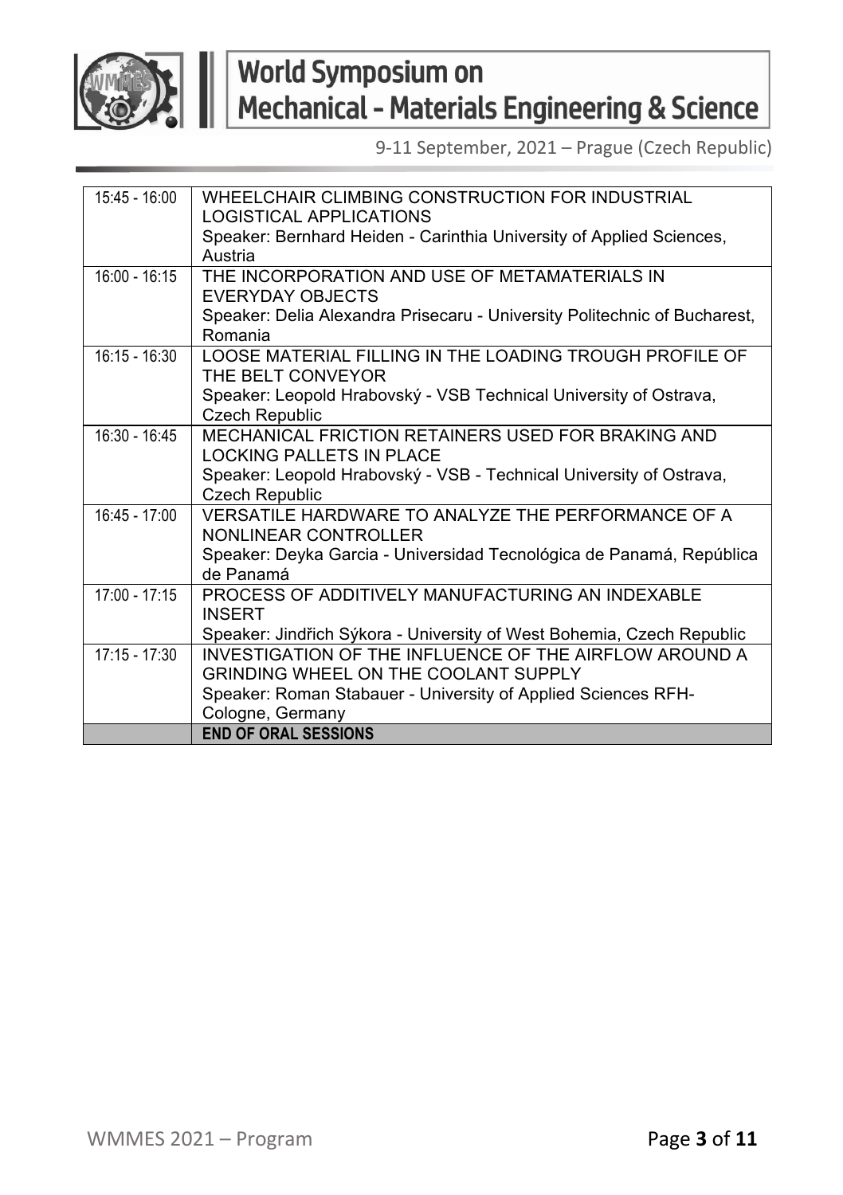| | |
|---|---|
| 15:45 - 16:00 | WHEELCHAIR CLIMBING CONSTRUCTION FOR INDUSTRIAL LOGISTICAL APPLICATIONS<br>Speaker: Bernhard Heiden - Carinthia University of Applied Sciences, Austria |
| 16:00 - 16:15 | THE INCORPORATION AND USE OF METAMATERIALS IN EVERYDAY OBJECTS<br>Speaker: Delia Alexandra Prisecaru - University Politechnic of Bucharest, Romania |
| 16:15 - 16:30 | LOOSE MATERIAL FILLING IN THE LOADING TROUGH PROFILE OF THE BELT CONVEYOR<br>Speaker: Leopold Hrabovský - VSB Technical University of Ostrava, Czech Republic |
| 16:30 - 16:45 | MECHANICAL FRICTION RETAINERS USED FOR BRAKING AND LOCKING PALLETS IN PLACE<br>Speaker: Leopold Hrabovský - VSB - Technical University of Ostrava, Czech Republic |
| 16:45 - 17:00 | VERSATILE HARDWARE TO ANALYZE THE PERFORMANCE OF A NONLINEAR CONTROLLER<br>Speaker: Deyka Garcia - Universidad Tecnológica de Panamá, República de Panamá |
| 17:00 - 17:15 | PROCESS OF ADDITIVELY MANUFACTURING AN INDEXABLE INSERT<br>Speaker: Jindřich Sýkora - University of West Bohemia, Czech Republic |
| 17:15 - 17:30 | INVESTIGATION OF THE INFLUENCE OF THE AIRFLOW AROUND A GRINDING WHEEL ON THE COOLANT SUPPLY<br>Speaker: Roman Stabauer - University of Applied Sciences RFH-Cologne, Germany |
| | **END OF ORAL SESSIONS** |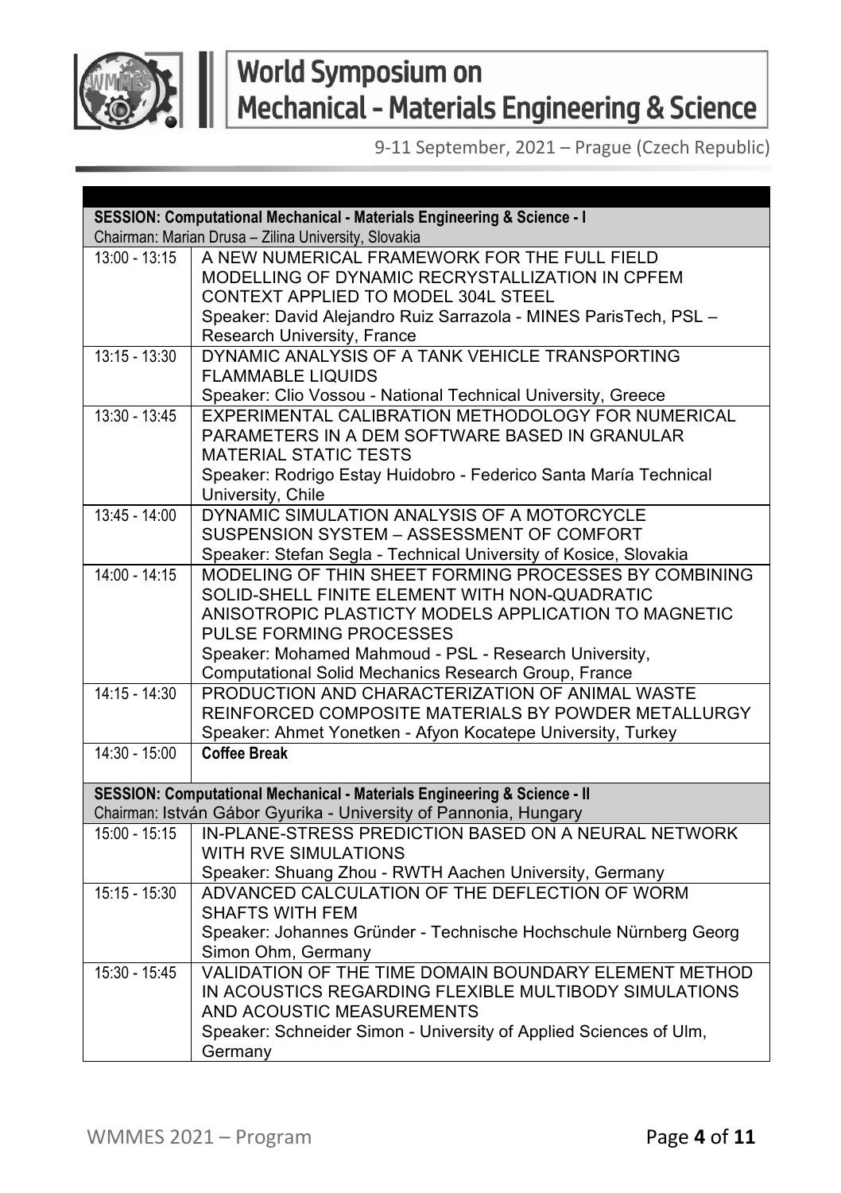| | |
|---|---|
| **SESSION: Computational Mechanical - Materials Engineering & Science - I** Chairman: Marian Drusa – Zilina University, Slovakia | |
| 13:00 - 13:15 | A NEW NUMERICAL FRAMEWORK FOR THE FULL FIELD MODELLING OF DYNAMIC RECRYSTALLIZATION IN CPFEM CONTEXT APPLIED TO MODEL 304L STEEL<br>Speaker: David Alejandro Ruiz Sarrazola - MINES ParisTech, PSL – Research University, France |
| 13:15 - 13:30 | DYNAMIC ANALYSIS OF A TANK VEHICLE TRANSPORTING FLAMMABLE LIQUIDS<br>Speaker: Clio Vossou - National Technical University, Greece |
| 13:30 - 13:45 | EXPERIMENTAL CALIBRATION METHODOLOGY FOR NUMERICAL PARAMETERS IN A DEM SOFTWARE BASED IN GRANULAR MATERIAL STATIC TESTS<br>Speaker: Rodrigo Estay Huidobro - Federico Santa María Technical University, Chile |
| 13:45 - 14:00 | DYNAMIC SIMULATION ANALYSIS OF A MOTORCYCLE SUSPENSION SYSTEM – ASSESSMENT OF COMFORT<br>Speaker: Stefan Segla - Technical University of Kosice, Slovakia |
| 14:00 - 14:15 | MODELING OF THIN SHEET FORMING PROCESSES BY COMBINING SOLID-SHELL FINITE ELEMENT WITH NON-QUADRATIC ANISOTROPIC PLASTICTY MODELS APPLICATION TO MAGNETIC PULSE FORMING PROCESSES<br>Speaker: Mohamed Mahmoud - PSL - Research University, Computational Solid Mechanics Research Group, France |
| 14:15 - 14:30 | PRODUCTION AND CHARACTERIZATION OF ANIMAL WASTE REINFORCED COMPOSITE MATERIALS BY POWDER METALLURGY<br>Speaker: Ahmet Yonetken - Afyon Kocatepe University, Turkey |
| 14:30 - 15:00 | **Coffee Break** |
| **SESSION: Computational Mechanical - Materials Engineering & Science - II** Chairman: István Gábor Gyurika - University of Pannonia, Hungary | |
| 15:00 - 15:15 | IN-PLANE-STRESS PREDICTION BASED ON A NEURAL NETWORK WITH RVE SIMULATIONS<br>Speaker: Shuang Zhou - RWTH Aachen University, Germany |
| 15:15 - 15:30 | ADVANCED CALCULATION OF THE DEFLECTION OF WORM SHAFTS WITH FEM<br>Speaker: Johannes Gründer - Technische Hochschule Nürnberg Georg Simon Ohm, Germany |
| 15:30 - 15:45 | VALIDATION OF THE TIME DOMAIN BOUNDARY ELEMENT METHOD IN ACOUSTICS REGARDING FLEXIBLE MULTIBODY SIMULATIONS AND ACOUSTIC MEASUREMENTS<br>Speaker: Schneider Simon - University of Applied Sciences of Ulm, Germany |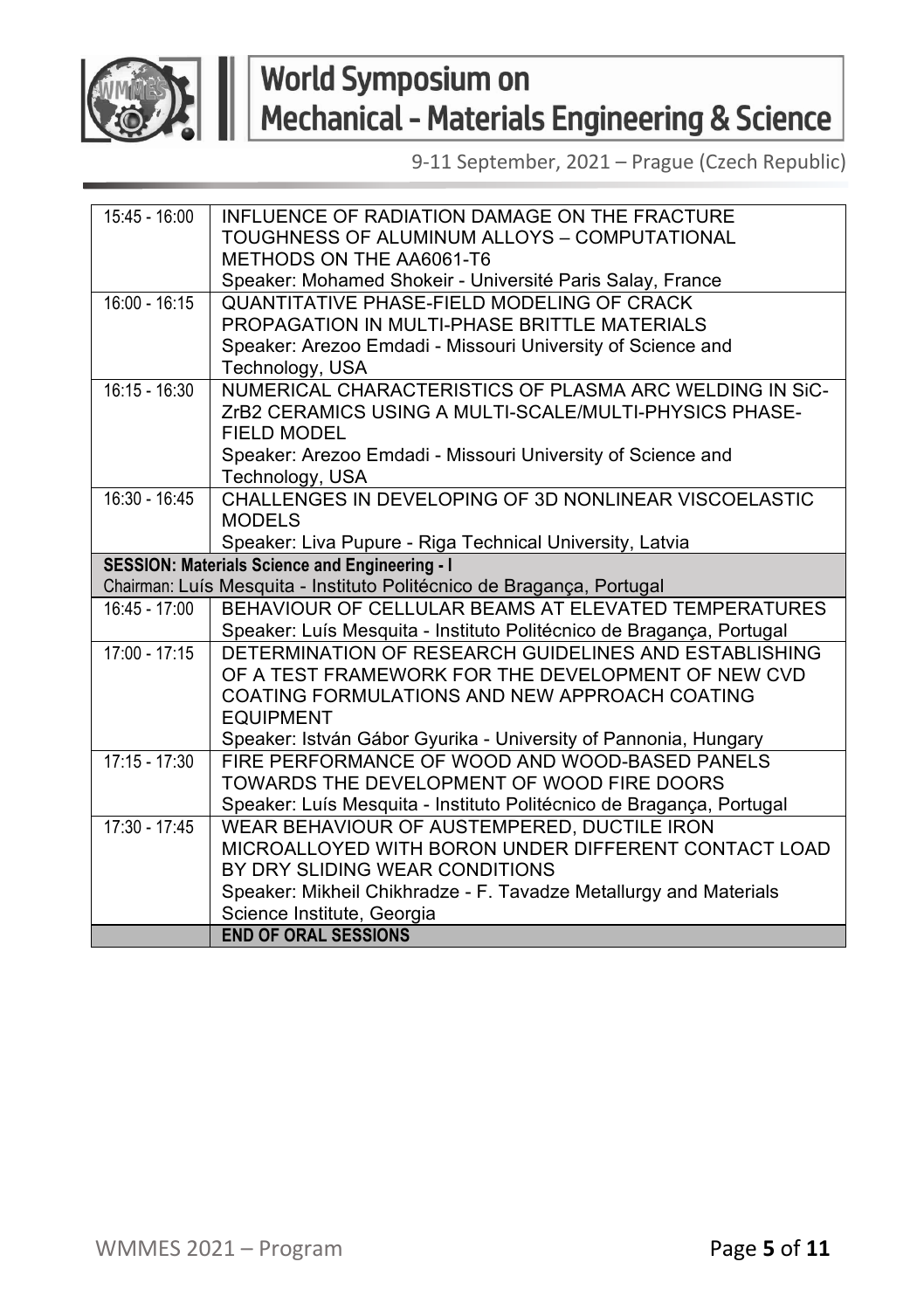| | |
|---|---|
| 15:45 - 16:00 | INFLUENCE OF RADIATION DAMAGE ON THE FRACTURE TOUGHNESS OF ALUMINUM ALLOYS – COMPUTATIONAL METHODS ON THE AA6061-T6<br>Speaker: Mohamed Shokeir - Université Paris Salay, France |
| 16:00 - 16:15 | QUANTITATIVE PHASE-FIELD MODELING OF CRACK PROPAGATION IN MULTI-PHASE BRITTLE MATERIALS<br>Speaker: Arezoo Emdadi - Missouri University of Science and Technology, USA |
| 16:15 - 16:30 | NUMERICAL CHARACTERISTICS OF PLASMA ARC WELDING IN SiC-ZrB2 CERAMICS USING A MULTI-SCALE/MULTI-PHYSICS PHASE-FIELD MODEL<br>Speaker: Arezoo Emdadi - Missouri University of Science and Technology, USA |
| 16:30 - 16:45 | CHALLENGES IN DEVELOPING OF 3D NONLINEAR VISCOELASTIC MODELS<br>Speaker: Liva Pupure - Riga Technical University, Latvia |
| **SESSION: Materials Science and Engineering - I**<br>Chairman: Luís Mesquita - Instituto Politécnico de Bragança, Portugal | |
| 16:45 - 17:00 | BEHAVIOUR OF CELLULAR BEAMS AT ELEVATED TEMPERATURES<br>Speaker: Luís Mesquita - Instituto Politécnico de Bragança, Portugal |
| 17:00 - 17:15 | DETERMINATION OF RESEARCH GUIDELINES AND ESTABLISHING OF A TEST FRAMEWORK FOR THE DEVELOPMENT OF NEW CVD COATING FORMULATIONS AND NEW APPROACH COATING EQUIPMENT<br>Speaker: István Gábor Gyurika - University of Pannonia, Hungary |
| 17:15 - 17:30 | FIRE PERFORMANCE OF WOOD AND WOOD-BASED PANELS TOWARDS THE DEVELOPMENT OF WOOD FIRE DOORS<br>Speaker: Luís Mesquita - Instituto Politécnico de Bragança, Portugal |
| 17:30 - 17:45 | WEAR BEHAVIOUR OF AUSTEMPERED, DUCTILE IRON MICROALLOYED WITH BORON UNDER DIFFERENT CONTACT LOAD BY DRY SLIDING WEAR CONDITIONS<br>Speaker: Mikheil Chikhradze - F. Tavadze Metallurgy and Materials Science Institute, Georgia |
| | **END OF ORAL SESSIONS** |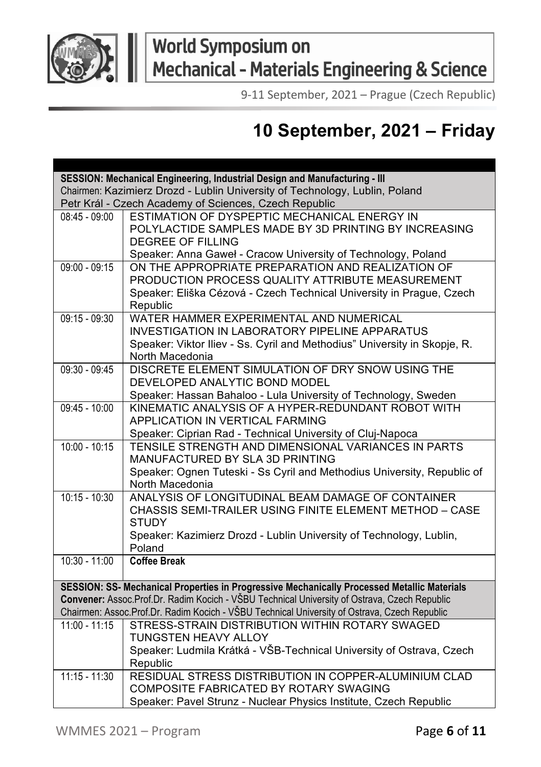# 10 September, 2021 – Friday

| | |
|---|---|
| **SESSION: Mechanical Engineering, Industrial Design and Manufacturing - III**<br>Chairmen: Kazimierz Drozd - Lublin University of Technology, Lublin, Poland<br>Petr Král - Czech Academy of Sciences, Czech Republic | |
| 08:45 - 09:00 | ESTIMATION OF DYSPEPTIC MECHANICAL ENERGY IN POLYLACTIDE SAMPLES MADE BY 3D PRINTING BY INCREASING DEGREE OF FILLING<br>Speaker: Anna Gaweł - Cracow University of Technology, Poland |
| 09:00 - 09:15 | ON THE APPROPRIATE PREPARATION AND REALIZATION OF PRODUCTION PROCESS QUALITY ATTRIBUTE MEASUREMENT<br>Speaker: Eliška Cézová - Czech Technical University in Prague, Czech Republic |
| 09:15 - 09:30 | WATER HAMMER EXPERIMENTAL AND NUMERICAL INVESTIGATION IN LABORATORY PIPELINE APPARATUS<br>Speaker: Viktor Iliev - Ss. Cyril and Methodius" University in Skopje, R. North Macedonia |
| 09:30 - 09:45 | DISCRETE ELEMENT SIMULATION OF DRY SNOW USING THE DEVELOPED ANALYTIC BOND MODEL<br>Speaker: Hassan Bahaloo - Lula University of Technology, Sweden |
| 09:45 - 10:00 | KINEMATIC ANALYSIS OF A HYPER-REDUNDANT ROBOT WITH APPLICATION IN VERTICAL FARMING<br>Speaker: Ciprian Rad - Technical University of Cluj-Napoca |
| 10:00 - 10:15 | TENSILE STRENGTH AND DIMENSIONAL VARIANCES IN PARTS MANUFACTURED BY SLA 3D PRINTING<br>Speaker: Ognen Tuteski - Ss Cyril and Methodius University, Republic of North Macedonia |
| 10:15 - 10:30 | ANALYSIS OF LONGITUDINAL BEAM DAMAGE OF CONTAINER CHASSIS SEMI-TRAILER USING FINITE ELEMENT METHOD – CASE STUDY<br>Speaker: Kazimierz Drozd - Lublin University of Technology, Lublin, Poland |
| 10:30 - 11:00 | **Coffee Break** |
| **SESSION: SS- Mechanical Properties in Progressive Mechanically Processed Metallic Materials**<br>**Convener:** Assoc.Prof.Dr. Radim Kocich - VŠBU Technical University of Ostrava, Czech Republic<br>Chairmen: Assoc.Prof.Dr. Radim Kocich - VŠBU Technical University of Ostrava, Czech Republic | |
| 11:00 - 11:15 | STRESS-STRAIN DISTRIBUTION WITHIN ROTARY SWAGED TUNGSTEN HEAVY ALLOY<br>Speaker: Ludmila Krátká - VŠB-Technical University of Ostrava, Czech Republic |
| 11:15 - 11:30 | RESIDUAL STRESS DISTRIBUTION IN COPPER-ALUMINIUM CLAD COMPOSITE FABRICATED BY ROTARY SWAGING<br>Speaker: Pavel Strunz - Nuclear Physics Institute, Czech Republic |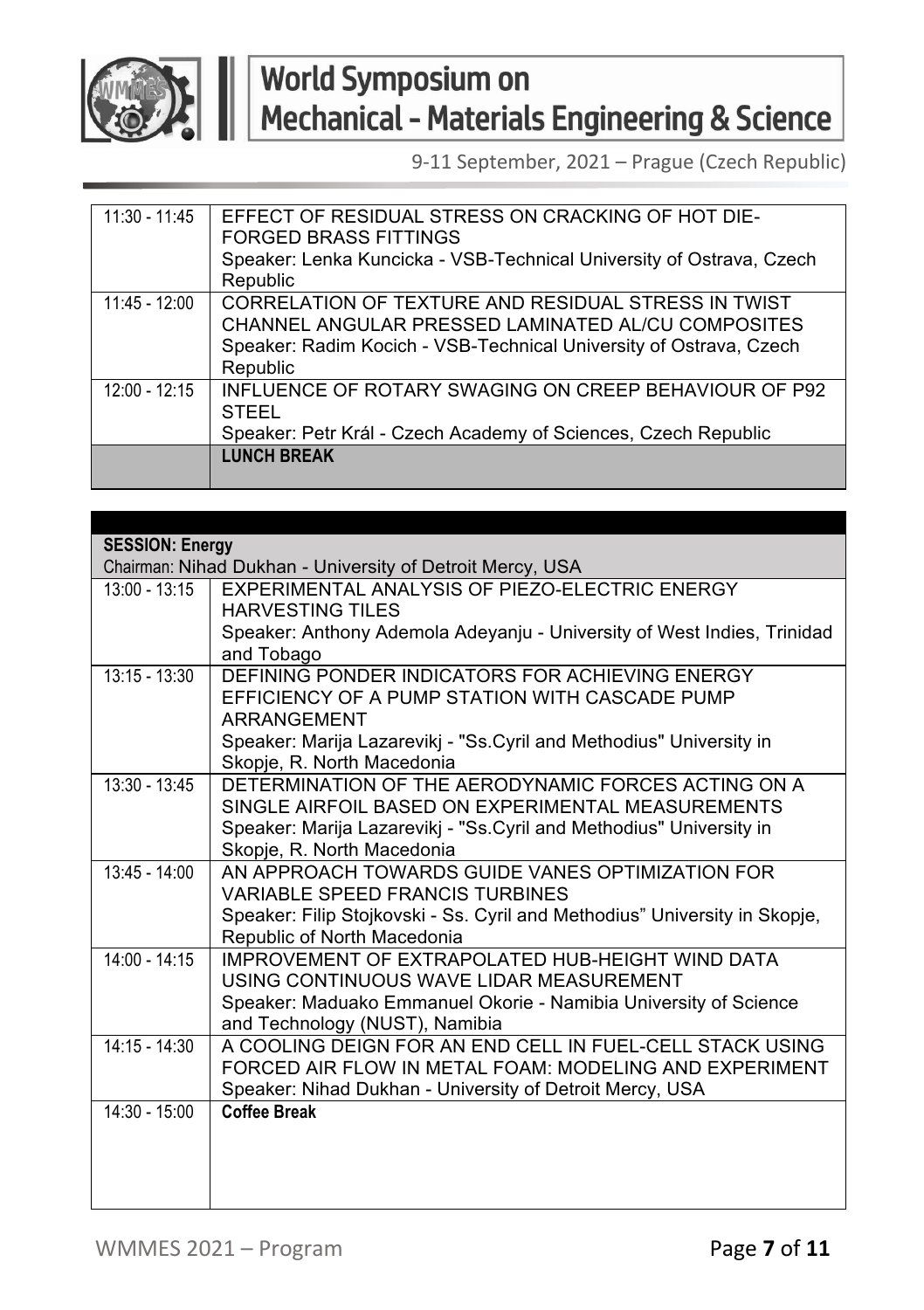| | |
|---|---|
| 11:30 - 11:45 | EFFECT OF RESIDUAL STRESS ON CRACKING OF HOT DIE-FORGED BRASS FITTINGS<br>Speaker: Lenka Kuncicka - VSB-Technical University of Ostrava, Czech Republic |
| 11:45 - 12:00 | CORRELATION OF TEXTURE AND RESIDUAL STRESS IN TWIST CHANNEL ANGULAR PRESSED LAMINATED AL/CU COMPOSITES<br>Speaker: Radim Kocich - VSB-Technical University of Ostrava, Czech Republic |
| 12:00 - 12:15 | INFLUENCE OF ROTARY SWAGING ON CREEP BEHAVIOUR OF P92 STEEL<br>Speaker: Petr Král - Czech Academy of Sciences, Czech Republic |
| | **LUNCH BREAK** |

| **SESSION: Energy**<br>Chairman: Nihad Dukhan - University of Detroit Mercy, USA | |
|---|---|
| 13:00 - 13:15 | EXPERIMENTAL ANALYSIS OF PIEZO-ELECTRIC ENERGY HARVESTING TILES<br>Speaker: Anthony Ademola Adeyanju - University of West Indies, Trinidad and Tobago |
| 13:15 - 13:30 | DEFINING PONDER INDICATORS FOR ACHIEVING ENERGY EFFICIENCY OF A PUMP STATION WITH CASCADE PUMP ARRANGEMENT<br>Speaker: Marija Lazarevikj - "Ss.Cyril and Methodius" University in Skopje, R. North Macedonia |
| 13:30 - 13:45 | DETERMINATION OF THE AERODYNAMIC FORCES ACTING ON A SINGLE AIRFOIL BASED ON EXPERIMENTAL MEASUREMENTS<br>Speaker: Marija Lazarevikj - "Ss.Cyril and Methodius" University in Skopje, R. North Macedonia |
| 13:45 - 14:00 | AN APPROACH TOWARDS GUIDE VANES OPTIMIZATION FOR VARIABLE SPEED FRANCIS TURBINES<br>Speaker: Filip Stojkovski - Ss. Cyril and Methodius" University in Skopje, Republic of North Macedonia |
| 14:00 - 14:15 | IMPROVEMENT OF EXTRAPOLATED HUB-HEIGHT WIND DATA USING CONTINUOUS WAVE LIDAR MEASUREMENT<br>Speaker: Maduako Emmanuel Okorie - Namibia University of Science and Technology (NUST), Namibia |
| 14:15 - 14:30 | A COOLING DEIGN FOR AN END CELL IN FUEL-CELL STACK USING FORCED AIR FLOW IN METAL FOAM: MODELING AND EXPERIMENT<br>Speaker: Nihad Dukhan - University of Detroit Mercy, USA |
| 14:30 - 15:00 | **Coffee Break** |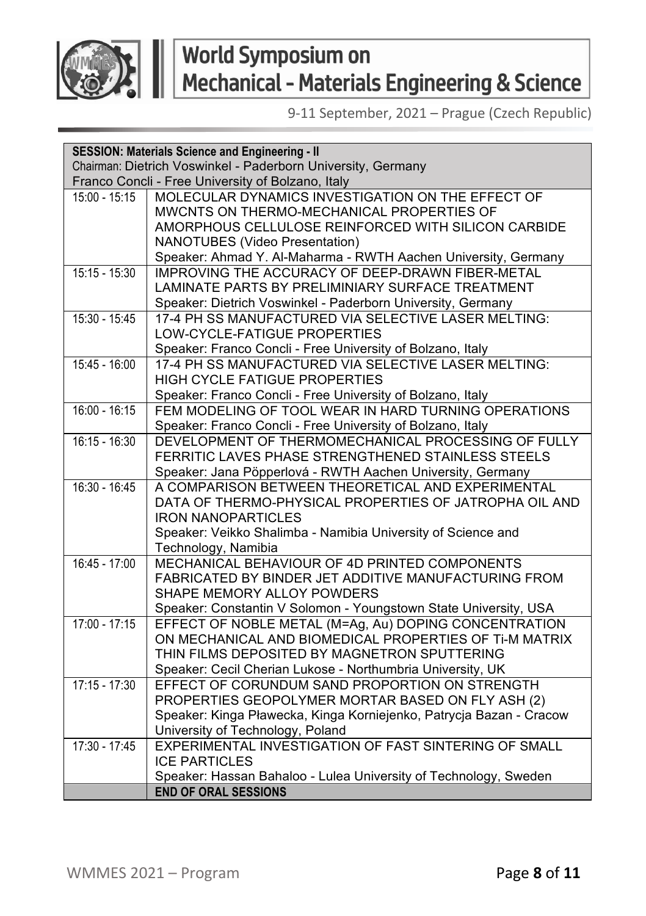| **SESSION: Materials Science and Engineering - II**<br>Chairman: Dietrich Voswinkel - Paderborn University, Germany<br>Franco Concli - Free University of Bolzano, Italy | |
|---|---|
| 15:00 - 15:15 | MOLECULAR DYNAMICS INVESTIGATION ON THE EFFECT OF MWCNTS ON THERMO-MECHANICAL PROPERTIES OF AMORPHOUS CELLULOSE REINFORCED WITH SILICON CARBIDE NANOTUBES (Video Presentation)<br>Speaker: Ahmad Y. Al-Maharma - RWTH Aachen University, Germany |
| 15:15 - 15:30 | IMPROVING THE ACCURACY OF DEEP-DRAWN FIBER-METAL LAMINATE PARTS BY PRELIMINIARY SURFACE TREATMENT<br>Speaker: Dietrich Voswinkel - Paderborn University, Germany |
| 15:30 - 15:45 | 17-4 PH SS MANUFACTURED VIA SELECTIVE LASER MELTING: LOW-CYCLE-FATIGUE PROPERTIES<br>Speaker: Franco Concli - Free University of Bolzano, Italy |
| 15:45 - 16:00 | 17-4 PH SS MANUFACTURED VIA SELECTIVE LASER MELTING: HIGH CYCLE FATIGUE PROPERTIES<br>Speaker: Franco Concli - Free University of Bolzano, Italy |
| 16:00 - 16:15 | FEM MODELING OF TOOL WEAR IN HARD TURNING OPERATIONS<br>Speaker: Franco Concli - Free University of Bolzano, Italy |
| 16:15 - 16:30 | DEVELOPMENT OF THERMOMECHANICAL PROCESSING OF FULLY FERRITIC LAVES PHASE STRENGTHENED STAINLESS STEELS<br>Speaker: Jana Pöpperlová - RWTH Aachen University, Germany |
| 16:30 - 16:45 | A COMPARISON BETWEEN THEORETICAL AND EXPERIMENTAL DATA OF THERMO-PHYSICAL PROPERTIES OF JATROPHA OIL AND IRON NANOPARTICLES<br>Speaker: Veikko Shalimba - Namibia University of Science and Technology, Namibia |
| 16:45 - 17:00 | MECHANICAL BEHAVIOUR OF 4D PRINTED COMPONENTS FABRICATED BY BINDER JET ADDITIVE MANUFACTURING FROM SHAPE MEMORY ALLOY POWDERS<br>Speaker: Constantin V Solomon - Youngstown State University, USA |
| 17:00 - 17:15 | EFFECT OF NOBLE METAL (M=Ag, Au) DOPING CONCENTRATION ON MECHANICAL AND BIOMEDICAL PROPERTIES OF Ti-M MATRIX THIN FILMS DEPOSITED BY MAGNETRON SPUTTERING<br>Speaker: Cecil Cherian Lukose - Northumbria University, UK |
| 17:15 - 17:30 | EFFECT OF CORUNDUM SAND PROPORTION ON STRENGTH PROPERTIES GEOPOLYMER MORTAR BASED ON FLY ASH (2)<br>Speaker: Kinga Pławecka, Kinga Korniejenko, Patrycja Bazan - Cracow University of Technology, Poland |
| 17:30 - 17:45 | EXPERIMENTAL INVESTIGATION OF FAST SINTERING OF SMALL ICE PARTICLES<br>Speaker: Hassan Bahaloo - Lulea University of Technology, Sweden |
| | **END OF ORAL SESSIONS** |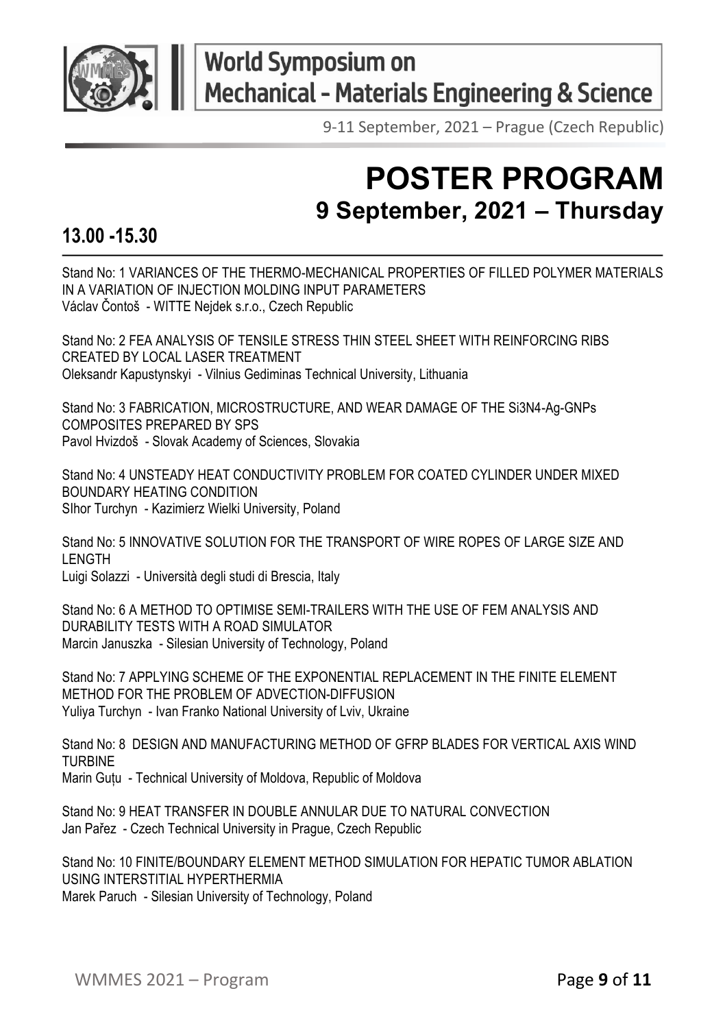# POSTER PROGRAM

## 9 September, 2021 – Thursday

### 13.00 -15.30

Stand No: 1 VARIANCES OF THE THERMO-MECHANICAL PROPERTIES OF FILLED POLYMER MATERIALS IN A VARIATION OF INJECTION MOLDING INPUT PARAMETERS
Václav Čontoš - WITTE Nejdek s.r.o., Czech Republic

Stand No: 2 FEA ANALYSIS OF TENSILE STRESS THIN STEEL SHEET WITH REINFORCING RIBS CREATED BY LOCAL LASER TREATMENT
Oleksandr Kapustynskyi - Vilnius Gediminas Technical University, Lithuania

Stand No: 3 FABRICATION, MICROSTRUCTURE, AND WEAR DAMAGE OF THE $Si_3N_4$-Ag-GNPs COMPOSITES PREPARED BY SPS
Pavol Hvizdoš - Slovak Academy of Sciences, Slovakia

Stand No: 4 UNSTEADY HEAT CONDUCTIVITY PROBLEM FOR COATED CYLINDER UNDER MIXED BOUNDARY HEATING CONDITION
SIhor Turchyn - Kazimierz Wielki University, Poland

Stand No: 5 INNOVATIVE SOLUTION FOR THE TRANSPORT OF WIRE ROPES OF LARGE SIZE AND LENGTH
Luigi Solazzi - Università degli studi di Brescia, Italy

Stand No: 6 A METHOD TO OPTIMISE SEMI-TRAILERS WITH THE USE OF FEM ANALYSIS AND DURABILITY TESTS WITH A ROAD SIMULATOR
Marcin Januszka - Silesian University of Technology, Poland

Stand No: 7 APPLYING SCHEME OF THE EXPONENTIAL REPLACEMENT IN THE FINITE ELEMENT METHOD FOR THE PROBLEM OF ADVECTION-DIFFUSION
Yuliya Turchyn - Ivan Franko National University of Lviv, Ukraine

Stand No: 8 DESIGN AND MANUFACTURING METHOD OF GFRP BLADES FOR VERTICAL AXIS WIND TURBINE
Marin Guțu - Technical University of Moldova, Republic of Moldova

Stand No: 9 HEAT TRANSFER IN DOUBLE ANNULAR DUE TO NATURAL CONVECTION
Jan Pařez - Czech Technical University in Prague, Czech Republic

Stand No: 10 FINITE/BOUNDARY ELEMENT METHOD SIMULATION FOR HEPATIC TUMOR ABLATION USING INTERSTITIAL HYPERTHERMIA
Marek Paruch - Silesian University of Technology, Poland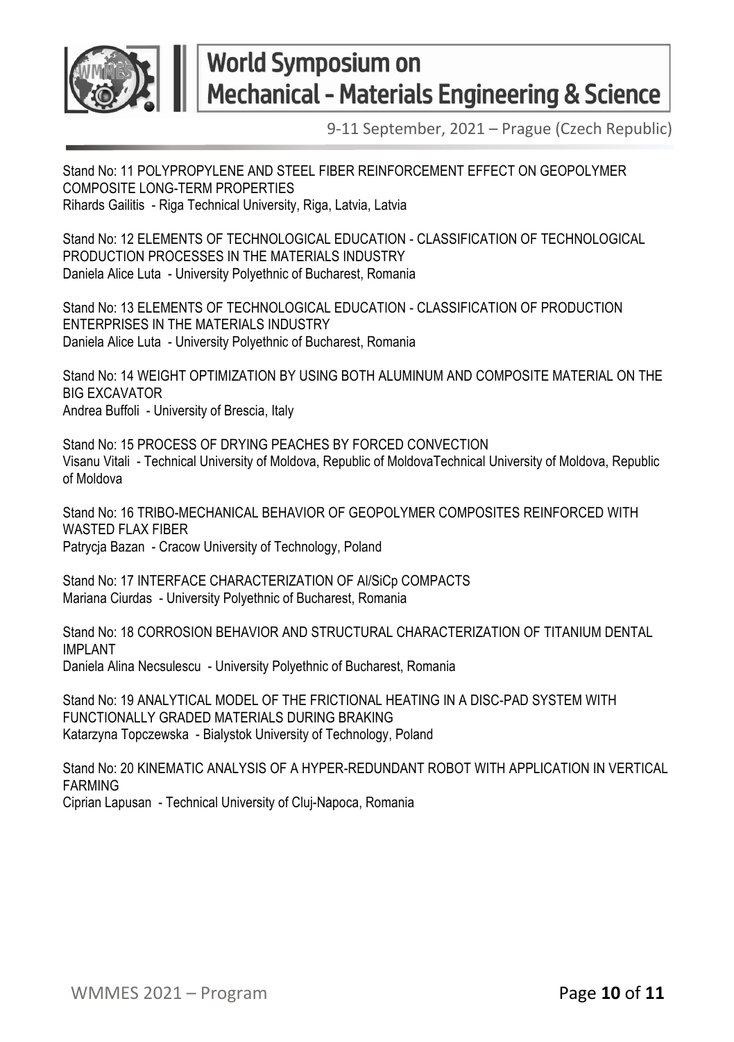Stand No: 11 POLYPROPYLENE AND STEEL FIBER REINFORCEMENT EFFECT ON GEOPOLYMER COMPOSITE LONG-TERM PROPERTIES
Rihards Gailitis - Riga Technical University, Riga, Latvia, Latvia

Stand No: 12 ELEMENTS OF TECHNOLOGICAL EDUCATION - CLASSIFICATION OF TECHNOLOGICAL PRODUCTION PROCESSES IN THE MATERIALS INDUSTRY
Daniela Alice Luta - University Polyethnic of Bucharest, Romania

Stand No: 13 ELEMENTS OF TECHNOLOGICAL EDUCATION - CLASSIFICATION OF PRODUCTION ENTERPRISES IN THE MATERIALS INDUSTRY
Daniela Alice Luta - University Polyethnic of Bucharest, Romania

Stand No: 14 WEIGHT OPTIMIZATION BY USING BOTH ALUMINUM AND COMPOSITE MATERIAL ON THE BIG EXCAVATOR
Andrea Buffoli - University of Brescia, Italy

Stand No: 15 PROCESS OF DRYING PEACHES BY FORCED CONVECTION
Visanu Vitali - Technical University of Moldova, Republic of MoldovaTechnical University of Moldova, Republic of Moldova

Stand No: 16 TRIBO-MECHANICAL BEHAVIOR OF GEOPOLYMER COMPOSITES REINFORCED WITH WASTED FLAX FIBER
Patrycja Bazan - Cracow University of Technology, Poland

Stand No: 17 INTERFACE CHARACTERIZATION OF Al/SiCp COMPACTS
Mariana Ciurdas - University Polyethnic of Bucharest, Romania

Stand No: 18 CORROSION BEHAVIOR AND STRUCTURAL CHARACTERIZATION OF TITANIUM DENTAL IMPLANT
Daniela Alina Necsulescu - University Polyethnic of Bucharest, Romania

Stand No: 19 ANALYTICAL MODEL OF THE FRICTIONAL HEATING IN A DISC-PAD SYSTEM WITH FUNCTIONALLY GRADED MATERIALS DURING BRAKING
Katarzyna Topczewska - Bialystok University of Technology, Poland

Stand No: 20 KINEMATIC ANALYSIS OF A HYPER-REDUNDANT ROBOT WITH APPLICATION IN VERTICAL FARMING
Ciprian Lapusan - Technical University of Cluj-Napoca, Romania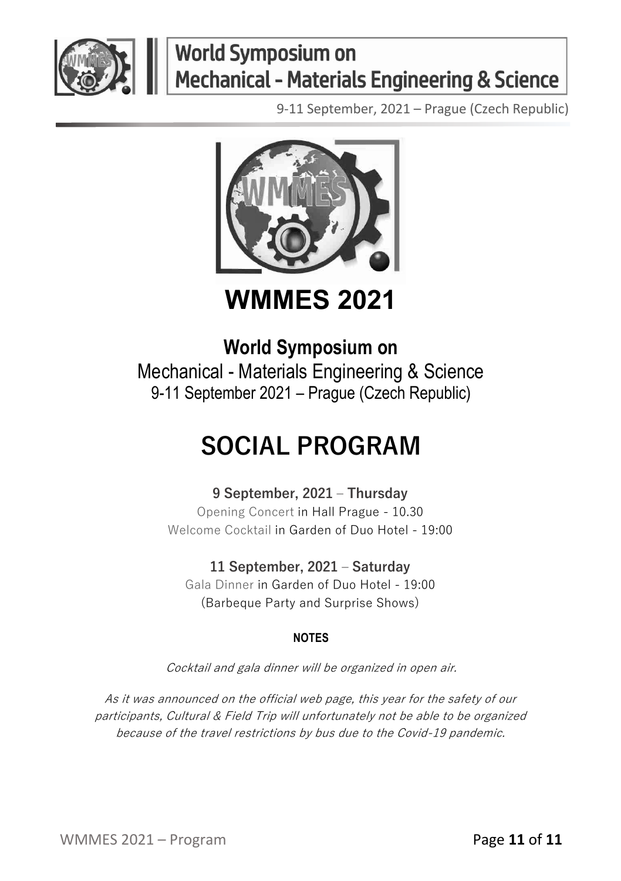# WMMES 2021

**World Symposium on**

Mechanical - Materials Engineering & Science

9-11 September 2021 – Prague (Czech Republic)

# SOCIAL PROGRAM

**9 September, 2021 – Thursday**

Opening Concert in Hall Prague - 10.30

Welcome Cocktail in Garden of Duo Hotel - 19:00

**11 September, 2021 – Saturday**

Gala Dinner in Garden of Duo Hotel - 19:00

(Barbeque Party and Surprise Shows)

**NOTES**

*Cocktail and gala dinner will be organized in open air.*

*As it was announced on the official web page, this year for the safety of our participants, Cultural & Field Trip will unfortunately not be able to be organized because of the travel restrictions by bus due to the Covid-19 pandemic.*